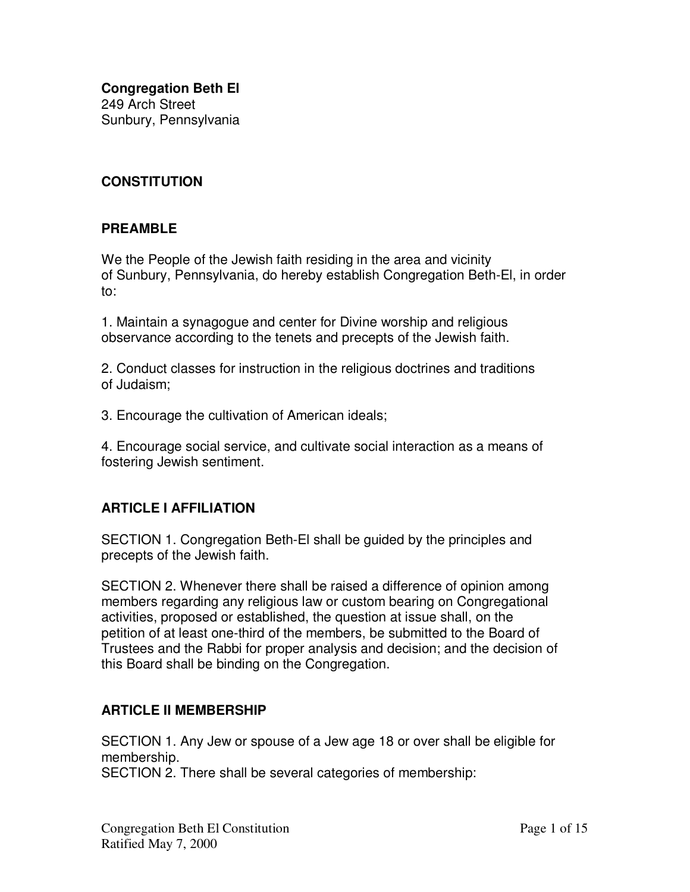**Congregation Beth El**
249 Arch Street
Sunbury, Pennsylvania

## CONSTITUTION

## PREAMBLE

We the People of the Jewish faith residing in the area and vicinity of Sunbury, Pennsylvania, do hereby establish Congregation Beth-El, in order to:

1. Maintain a synagogue and center for Divine worship and religious observance according to the tenets and precepts of the Jewish faith.

2. Conduct classes for instruction in the religious doctrines and traditions of Judaism;

3. Encourage the cultivation of American ideals;

4. Encourage social service, and cultivate social interaction as a means of fostering Jewish sentiment.

## ARTICLE I AFFILIATION

SECTION 1. Congregation Beth-El shall be guided by the principles and precepts of the Jewish faith.

SECTION 2. Whenever there shall be raised a difference of opinion among members regarding any religious law or custom bearing on Congregational activities, proposed or established, the question at issue shall, on the petition of at least one-third of the members, be submitted to the Board of Trustees and the Rabbi for proper analysis and decision; and the decision of this Board shall be binding on the Congregation.

## ARTICLE II MEMBERSHIP

SECTION 1. Any Jew or spouse of a Jew age 18 or over shall be eligible for membership.
SECTION 2. There shall be several categories of membership: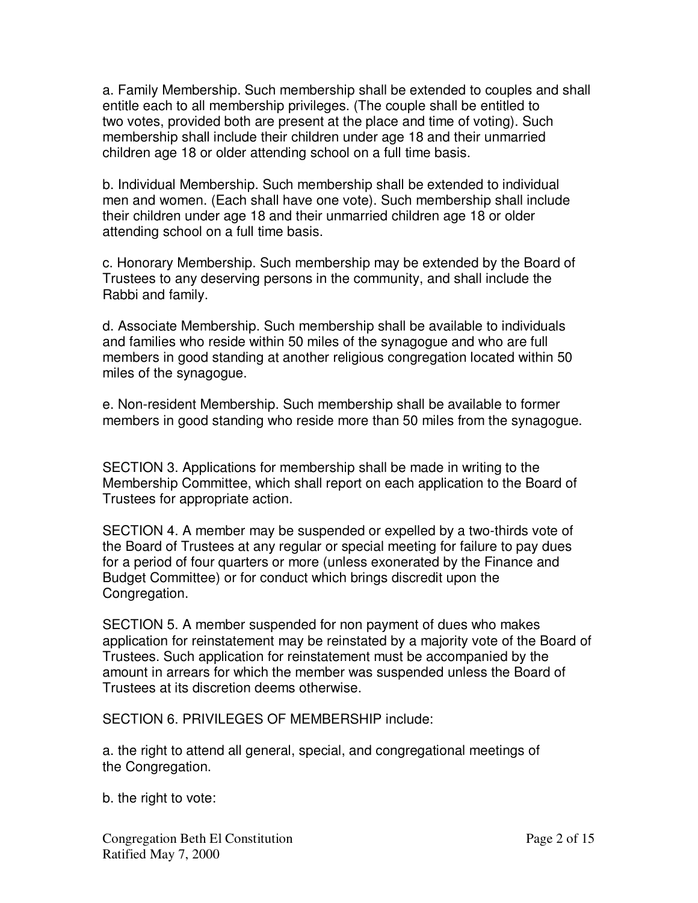a. Family Membership. Such membership shall be extended to couples and shall entitle each to all membership privileges. (The couple shall be entitled to two votes, provided both are present at the place and time of voting). Such membership shall include their children under age 18 and their unmarried children age 18 or older attending school on a full time basis.

b. Individual Membership. Such membership shall be extended to individual men and women. (Each shall have one vote). Such membership shall include their children under age 18 and their unmarried children age 18 or older attending school on a full time basis.

c. Honorary Membership. Such membership may be extended by the Board of Trustees to any deserving persons in the community, and shall include the Rabbi and family.

d. Associate Membership. Such membership shall be available to individuals and families who reside within 50 miles of the synagogue and who are full members in good standing at another religious congregation located within 50 miles of the synagogue.

e. Non-resident Membership. Such membership shall be available to former members in good standing who reside more than 50 miles from the synagogue.

SECTION 3. Applications for membership shall be made in writing to the Membership Committee, which shall report on each application to the Board of Trustees for appropriate action.

SECTION 4. A member may be suspended or expelled by a two-thirds vote of the Board of Trustees at any regular or special meeting for failure to pay dues for a period of four quarters or more (unless exonerated by the Finance and Budget Committee) or for conduct which brings discredit upon the Congregation.

SECTION 5. A member suspended for non payment of dues who makes application for reinstatement may be reinstated by a majority vote of the Board of Trustees. Such application for reinstatement must be accompanied by the amount in arrears for which the member was suspended unless the Board of Trustees at its discretion deems otherwise.

SECTION 6. PRIVILEGES OF MEMBERSHIP include:

a. the right to attend all general, special, and congregational meetings of the Congregation.

b. the right to vote: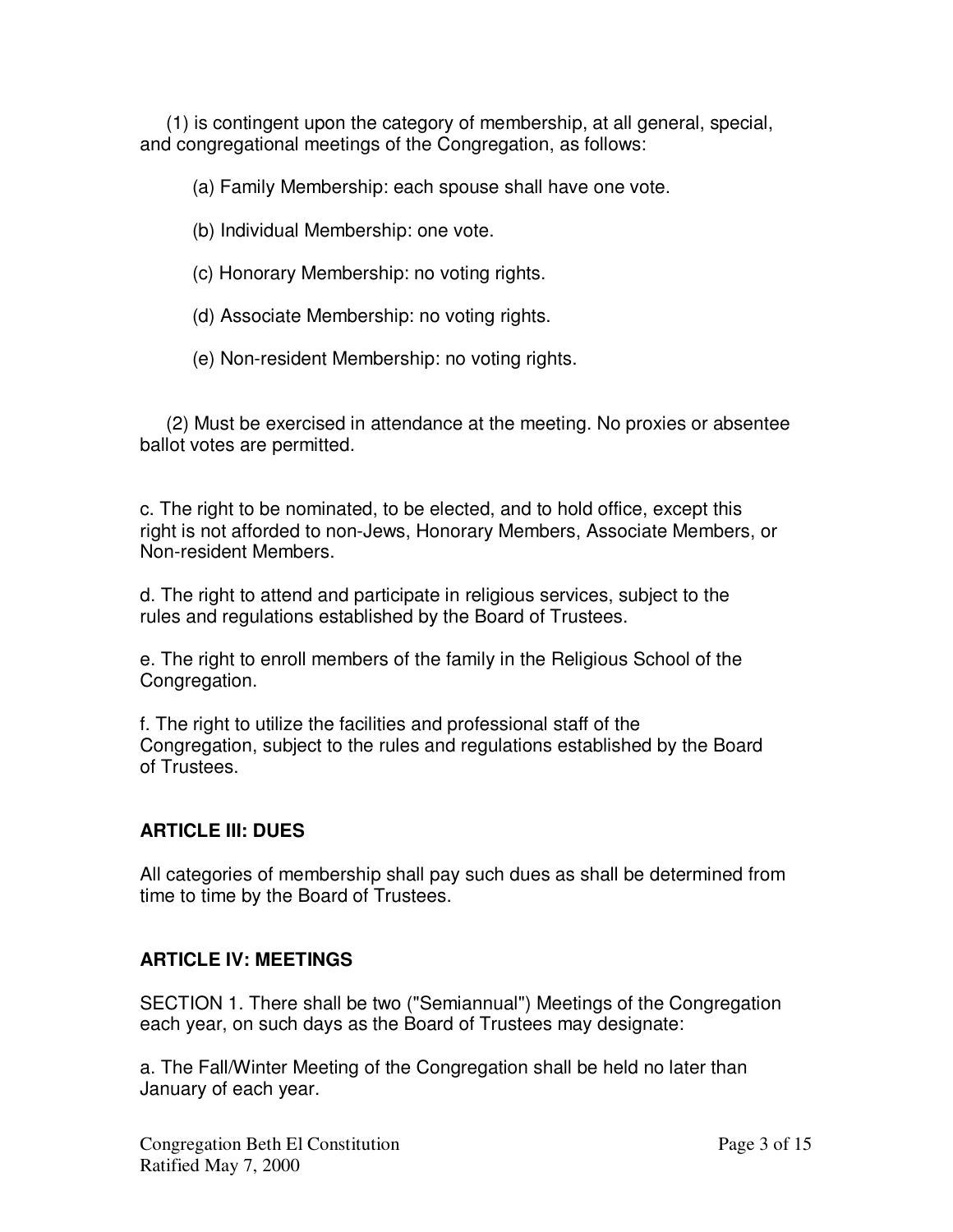(1) is contingent upon the category of membership, at all general, special, and congregational meetings of the Congregation, as follows:

(a) Family Membership: each spouse shall have one vote.

(b) Individual Membership: one vote.

(c) Honorary Membership: no voting rights.

(d) Associate Membership: no voting rights.

(e) Non-resident Membership: no voting rights.

(2) Must be exercised in attendance at the meeting. No proxies or absentee ballot votes are permitted.

c. The right to be nominated, to be elected, and to hold office, except this right is not afforded to non-Jews, Honorary Members, Associate Members, or Non-resident Members.

d. The right to attend and participate in religious services, subject to the rules and regulations established by the Board of Trustees.

e. The right to enroll members of the family in the Religious School of the Congregation.

f. The right to utilize the facilities and professional staff of the Congregation, subject to the rules and regulations established by the Board of Trustees.

## ARTICLE III: DUES

All categories of membership shall pay such dues as shall be determined from time to time by the Board of Trustees.

## ARTICLE IV: MEETINGS

SECTION 1. There shall be two ("Semiannual") Meetings of the Congregation each year, on such days as the Board of Trustees may designate:

a. The Fall/Winter Meeting of the Congregation shall be held no later than January of each year.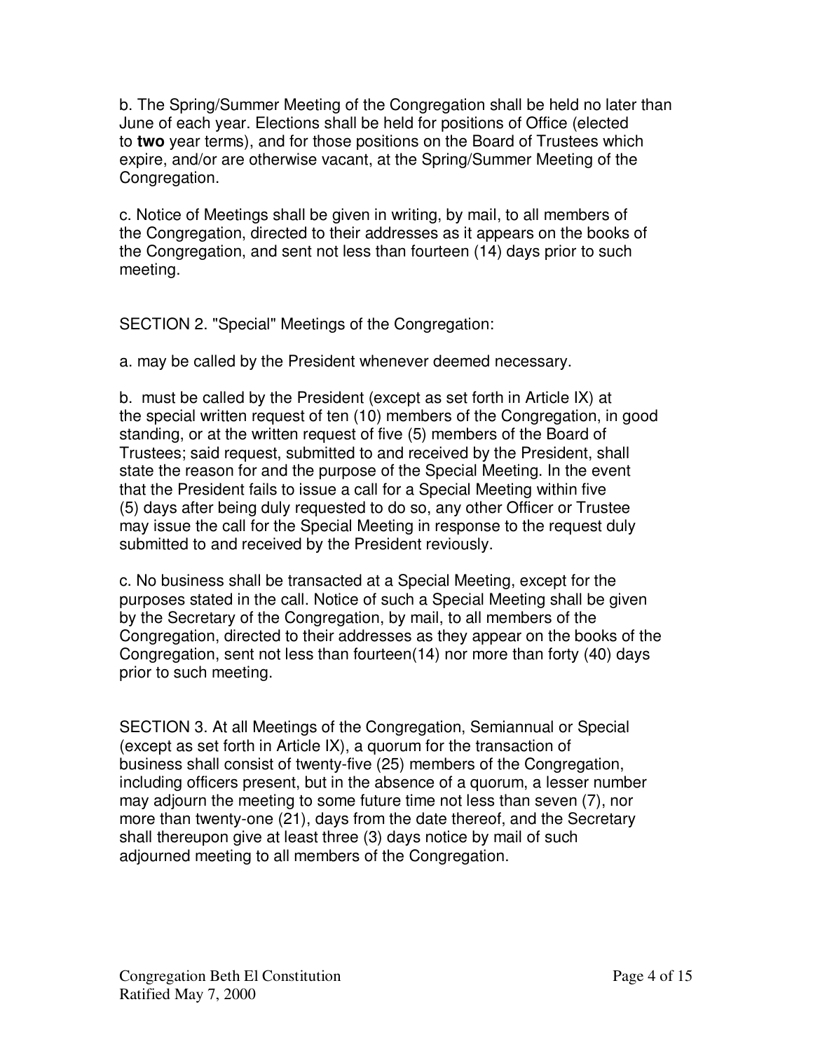b. The Spring/Summer Meeting of the Congregation shall be held no later than June of each year. Elections shall be held for positions of Office (elected to **two** year terms), and for those positions on the Board of Trustees which expire, and/or are otherwise vacant, at the Spring/Summer Meeting of the Congregation.

c. Notice of Meetings shall be given in writing, by mail, to all members of the Congregation, directed to their addresses as it appears on the books of the Congregation, and sent not less than fourteen (14) days prior to such meeting.

SECTION 2. "Special" Meetings of the Congregation:

a. may be called by the President whenever deemed necessary.

b. must be called by the President (except as set forth in Article IX) at the special written request of ten (10) members of the Congregation, in good standing, or at the written request of five (5) members of the Board of Trustees; said request, submitted to and received by the President, shall state the reason for and the purpose of the Special Meeting. In the event that the President fails to issue a call for a Special Meeting within five (5) days after being duly requested to do so, any other Officer or Trustee may issue the call for the Special Meeting in response to the request duly submitted to and received by the President reviously.

c. No business shall be transacted at a Special Meeting, except for the purposes stated in the call. Notice of such a Special Meeting shall be given by the Secretary of the Congregation, by mail, to all members of the Congregation, directed to their addresses as they appear on the books of the Congregation, sent not less than fourteen(14) nor more than forty (40) days prior to such meeting.

SECTION 3. At all Meetings of the Congregation, Semiannual or Special (except as set forth in Article IX), a quorum for the transaction of business shall consist of twenty-five (25) members of the Congregation, including officers present, but in the absence of a quorum, a lesser number may adjourn the meeting to some future time not less than seven (7), nor more than twenty-one (21), days from the date thereof, and the Secretary shall thereupon give at least three (3) days notice by mail of such adjourned meeting to all members of the Congregation.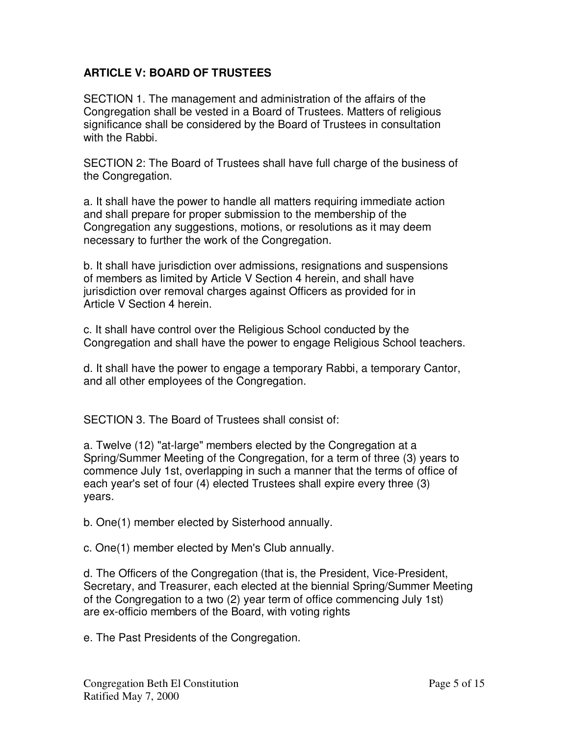## ARTICLE V: BOARD OF TRUSTEES

SECTION 1. The management and administration of the affairs of the Congregation shall be vested in a Board of Trustees. Matters of religious significance shall be considered by the Board of Trustees in consultation with the Rabbi.

SECTION 2: The Board of Trustees shall have full charge of the business of the Congregation.

a. It shall have the power to handle all matters requiring immediate action and shall prepare for proper submission to the membership of the Congregation any suggestions, motions, or resolutions as it may deem necessary to further the work of the Congregation.

b. It shall have jurisdiction over admissions, resignations and suspensions of members as limited by Article V Section 4 herein, and shall have jurisdiction over removal charges against Officers as provided for in Article V Section 4 herein.

c. It shall have control over the Religious School conducted by the Congregation and shall have the power to engage Religious School teachers.

d. It shall have the power to engage a temporary Rabbi, a temporary Cantor, and all other employees of the Congregation.

SECTION 3. The Board of Trustees shall consist of:

a. Twelve (12) "at-large" members elected by the Congregation at a Spring/Summer Meeting of the Congregation, for a term of three (3) years to commence July 1st, overlapping in such a manner that the terms of office of each year's set of four (4) elected Trustees shall expire every three (3) years.

b. One(1) member elected by Sisterhood annually.

c. One(1) member elected by Men's Club annually.

d. The Officers of the Congregation (that is, the President, Vice-President, Secretary, and Treasurer, each elected at the biennial Spring/Summer Meeting of the Congregation to a two (2) year term of office commencing July 1st) are ex-officio members of the Board, with voting rights

e. The Past Presidents of the Congregation.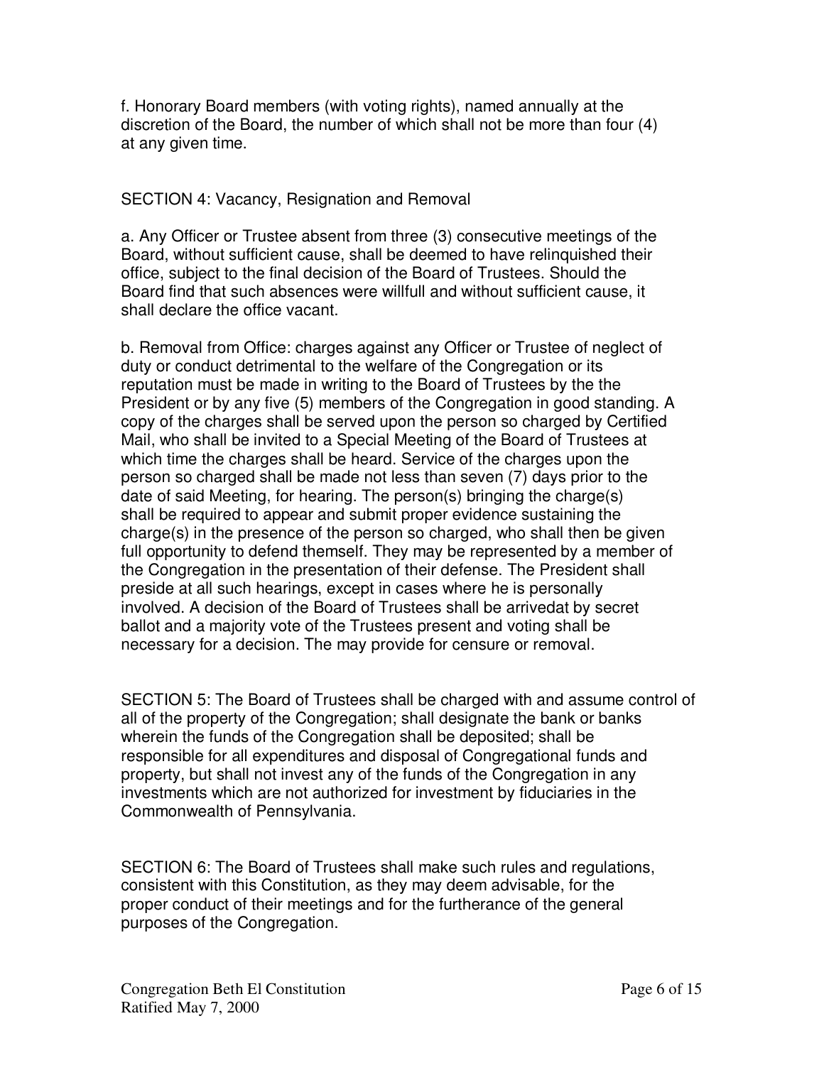f. Honorary Board members (with voting rights), named annually at the discretion of the Board, the number of which shall not be more than four (4) at any given time.

SECTION 4: Vacancy, Resignation and Removal

a. Any Officer or Trustee absent from three (3) consecutive meetings of the Board, without sufficient cause, shall be deemed to have relinquished their office, subject to the final decision of the Board of Trustees. Should the Board find that such absences were willfull and without sufficient cause, it shall declare the office vacant.

b. Removal from Office: charges against any Officer or Trustee of neglect of duty or conduct detrimental to the welfare of the Congregation or its reputation must be made in writing to the Board of Trustees by the the President or by any five (5) members of the Congregation in good standing. A copy of the charges shall be served upon the person so charged by Certified Mail, who shall be invited to a Special Meeting of the Board of Trustees at which time the charges shall be heard. Service of the charges upon the person so charged shall be made not less than seven (7) days prior to the date of said Meeting, for hearing. The person(s) bringing the charge(s) shall be required to appear and submit proper evidence sustaining the charge(s) in the presence of the person so charged, who shall then be given full opportunity to defend themself. They may be represented by a member of the Congregation in the presentation of their defense. The President shall preside at all such hearings, except in cases where he is personally involved. A decision of the Board of Trustees shall be arrivedat by secret ballot and a majority vote of the Trustees present and voting shall be necessary for a decision. The may provide for censure or removal.

SECTION 5: The Board of Trustees shall be charged with and assume control of all of the property of the Congregation; shall designate the bank or banks wherein the funds of the Congregation shall be deposited; shall be responsible for all expenditures and disposal of Congregational funds and property, but shall not invest any of the funds of the Congregation in any investments which are not authorized for investment by fiduciaries in the Commonwealth of Pennsylvania.

SECTION 6: The Board of Trustees shall make such rules and regulations, consistent with this Constitution, as they may deem advisable, for the proper conduct of their meetings and for the furtherance of the general purposes of the Congregation.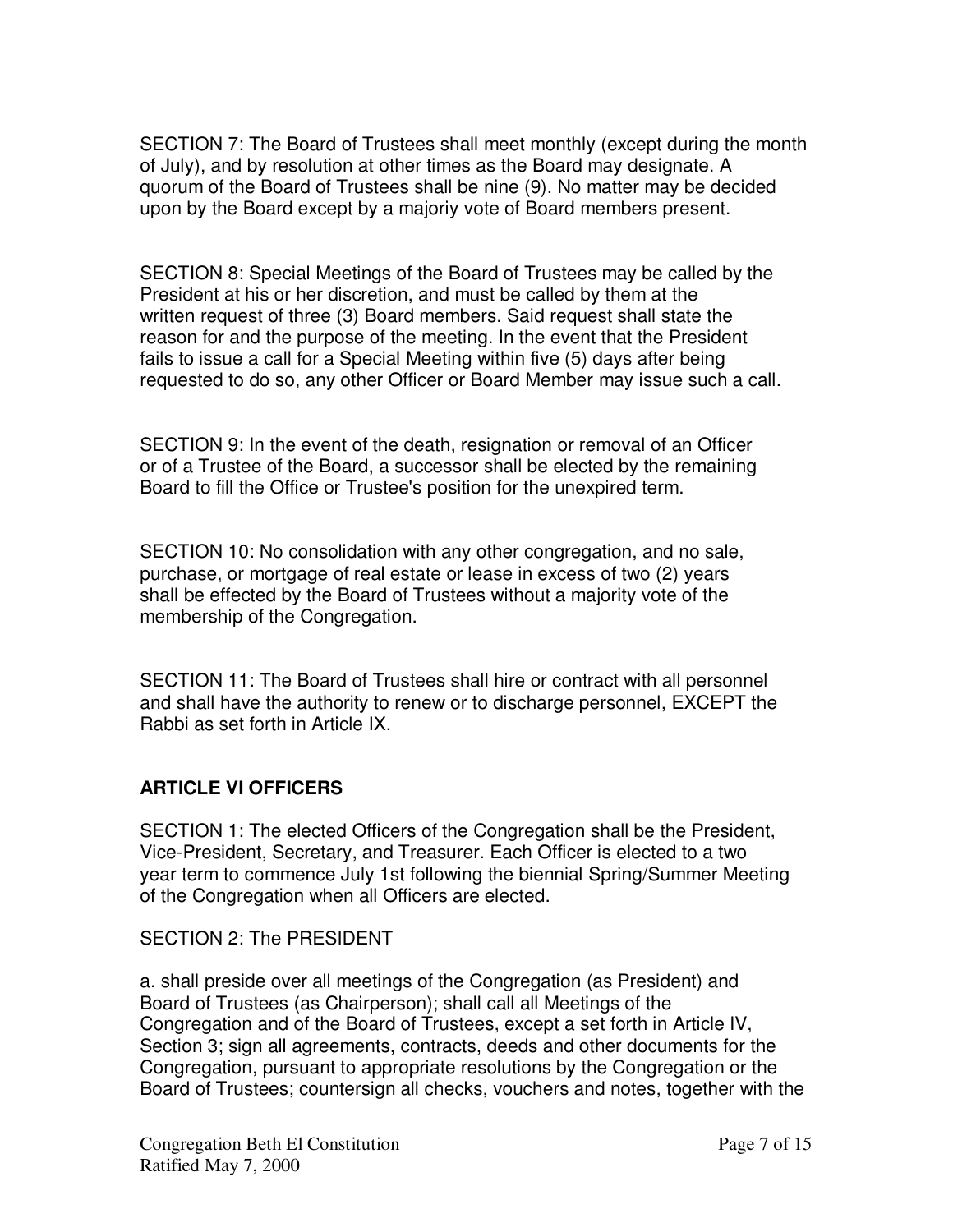SECTION 7: The Board of Trustees shall meet monthly (except during the month of July), and by resolution at other times as the Board may designate. A quorum of the Board of Trustees shall be nine (9). No matter may be decided upon by the Board except by a majoriy vote of Board members present.

SECTION 8: Special Meetings of the Board of Trustees may be called by the President at his or her discretion, and must be called by them at the written request of three (3) Board members. Said request shall state the reason for and the purpose of the meeting. In the event that the President fails to issue a call for a Special Meeting within five (5) days after being requested to do so, any other Officer or Board Member may issue such a call.

SECTION 9: In the event of the death, resignation or removal of an Officer or of a Trustee of the Board, a successor shall be elected by the remaining Board to fill the Office or Trustee's position for the unexpired term.

SECTION 10: No consolidation with any other congregation, and no sale, purchase, or mortgage of real estate or lease in excess of two (2) years shall be effected by the Board of Trustees without a majority vote of the membership of the Congregation.

SECTION 11: The Board of Trustees shall hire or contract with all personnel and shall have the authority to renew or to discharge personnel, EXCEPT the Rabbi as set forth in Article IX.

## ARTICLE VI OFFICERS

SECTION 1: The elected Officers of the Congregation shall be the President, Vice-President, Secretary, and Treasurer. Each Officer is elected to a two year term to commence July 1st following the biennial Spring/Summer Meeting of the Congregation when all Officers are elected.

SECTION 2: The PRESIDENT

a. shall preside over all meetings of the Congregation (as President) and Board of Trustees (as Chairperson); shall call all Meetings of the Congregation and of the Board of Trustees, except a set forth in Article IV, Section 3; sign all agreements, contracts, deeds and other documents for the Congregation, pursuant to appropriate resolutions by the Congregation or the Board of Trustees; countersign all checks, vouchers and notes, together with the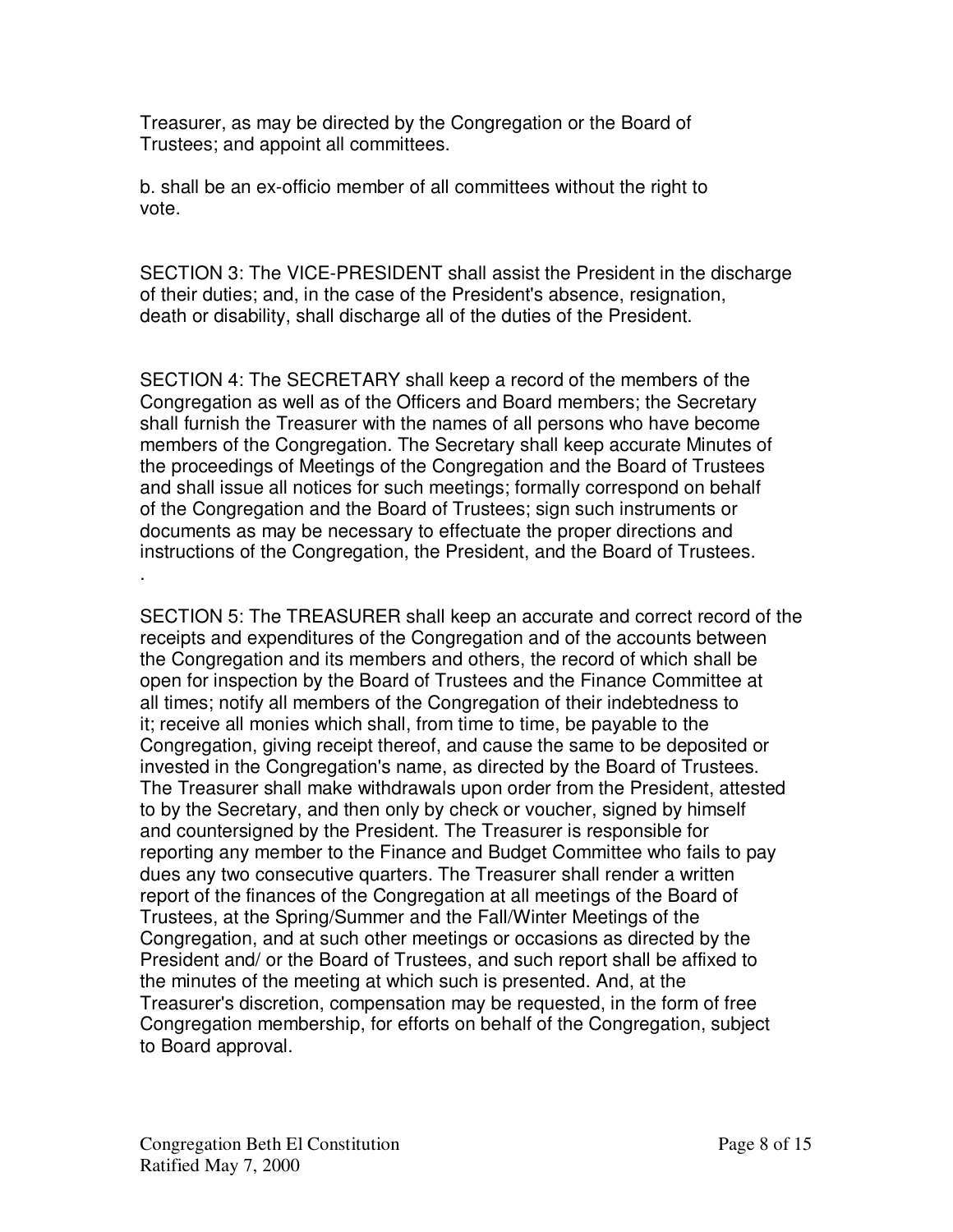Treasurer, as may be directed by the Congregation or the Board of Trustees; and appoint all committees.

b. shall be an ex-officio member of all committees without the right to vote.

SECTION 3: The VICE-PRESIDENT shall assist the President in the discharge of their duties; and, in the case of the President's absence, resignation, death or disability, shall discharge all of the duties of the President.

SECTION 4: The SECRETARY shall keep a record of the members of the Congregation as well as of the Officers and Board members; the Secretary shall furnish the Treasurer with the names of all persons who have become members of the Congregation. The Secretary shall keep accurate Minutes of the proceedings of Meetings of the Congregation and the Board of Trustees and shall issue all notices for such meetings; formally correspond on behalf of the Congregation and the Board of Trustees; sign such instruments or documents as may be necessary to effectuate the proper directions and instructions of the Congregation, the President, and the Board of Trustees.
.

SECTION 5: The TREASURER shall keep an accurate and correct record of the receipts and expenditures of the Congregation and of the accounts between the Congregation and its members and others, the record of which shall be open for inspection by the Board of Trustees and the Finance Committee at all times; notify all members of the Congregation of their indebtedness to it; receive all monies which shall, from time to time, be payable to the Congregation, giving receipt thereof, and cause the same to be deposited or invested in the Congregation's name, as directed by the Board of Trustees. The Treasurer shall make withdrawals upon order from the President, attested to by the Secretary, and then only by check or voucher, signed by himself and countersigned by the President. The Treasurer is responsible for reporting any member to the Finance and Budget Committee who fails to pay dues any two consecutive quarters. The Treasurer shall render a written report of the finances of the Congregation at all meetings of the Board of Trustees, at the Spring/Summer and the Fall/Winter Meetings of the Congregation, and at such other meetings or occasions as directed by the President and/ or the Board of Trustees, and such report shall be affixed to the minutes of the meeting at which such is presented. And, at the Treasurer's discretion, compensation may be requested, in the form of free Congregation membership, for efforts on behalf of the Congregation, subject to Board approval.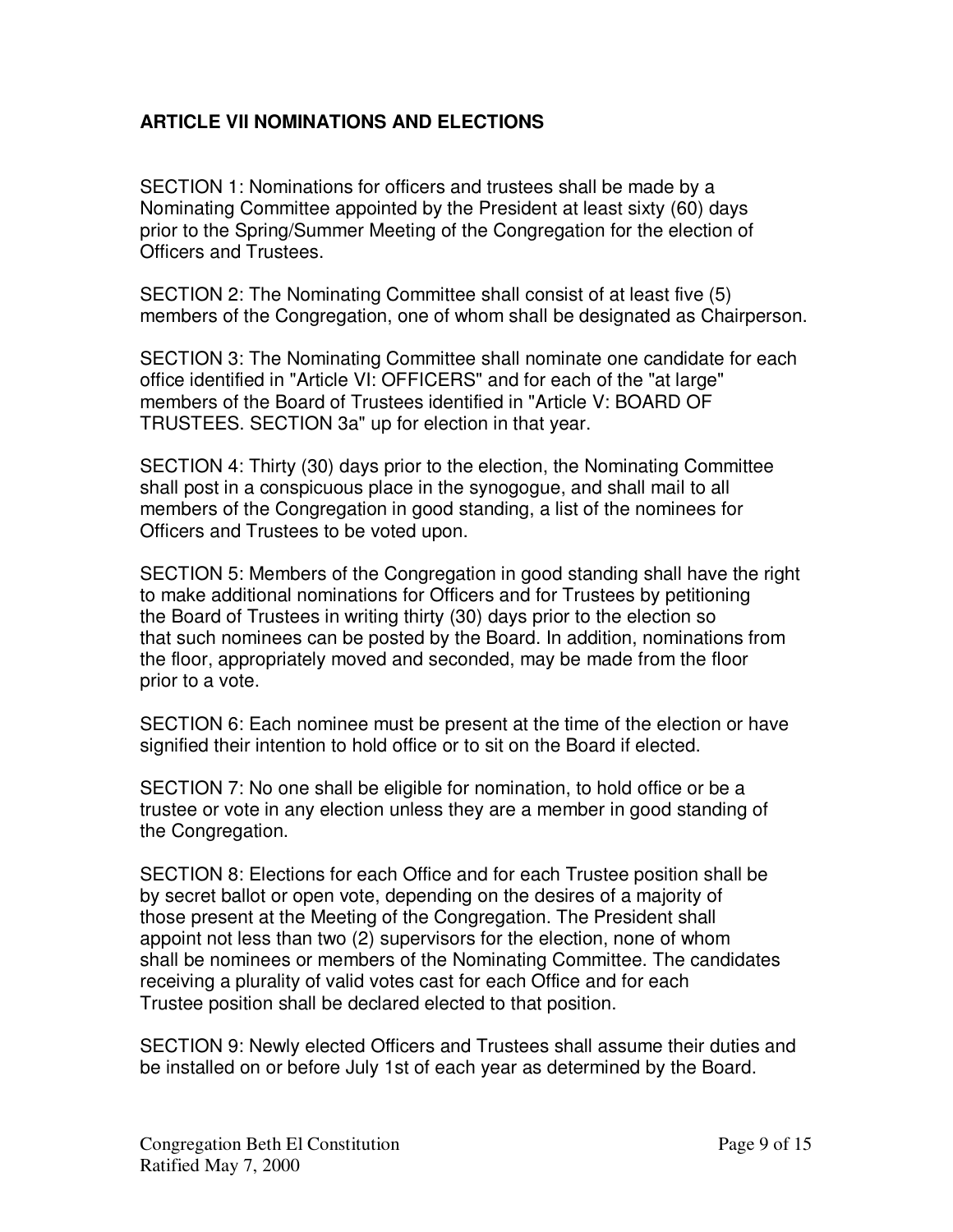## ARTICLE VII NOMINATIONS AND ELECTIONS

SECTION 1: Nominations for officers and trustees shall be made by a Nominating Committee appointed by the President at least sixty (60) days prior to the Spring/Summer Meeting of the Congregation for the election of Officers and Trustees.

SECTION 2: The Nominating Committee shall consist of at least five (5) members of the Congregation, one of whom shall be designated as Chairperson.

SECTION 3: The Nominating Committee shall nominate one candidate for each office identified in "Article VI: OFFICERS" and for each of the "at large" members of the Board of Trustees identified in "Article V: BOARD OF TRUSTEES. SECTION 3a" up for election in that year.

SECTION 4: Thirty (30) days prior to the election, the Nominating Committee shall post in a conspicuous place in the synogogue, and shall mail to all members of the Congregation in good standing, a list of the nominees for Officers and Trustees to be voted upon.

SECTION 5: Members of the Congregation in good standing shall have the right to make additional nominations for Officers and for Trustees by petitioning the Board of Trustees in writing thirty (30) days prior to the election so that such nominees can be posted by the Board. In addition, nominations from the floor, appropriately moved and seconded, may be made from the floor prior to a vote.

SECTION 6: Each nominee must be present at the time of the election or have signified their intention to hold office or to sit on the Board if elected.

SECTION 7: No one shall be eligible for nomination, to hold office or be a trustee or vote in any election unless they are a member in good standing of the Congregation.

SECTION 8: Elections for each Office and for each Trustee position shall be by secret ballot or open vote, depending on the desires of a majority of those present at the Meeting of the Congregation. The President shall appoint not less than two (2) supervisors for the election, none of whom shall be nominees or members of the Nominating Committee. The candidates receiving a plurality of valid votes cast for each Office and for each Trustee position shall be declared elected to that position.

SECTION 9: Newly elected Officers and Trustees shall assume their duties and be installed on or before July 1st of each year as determined by the Board.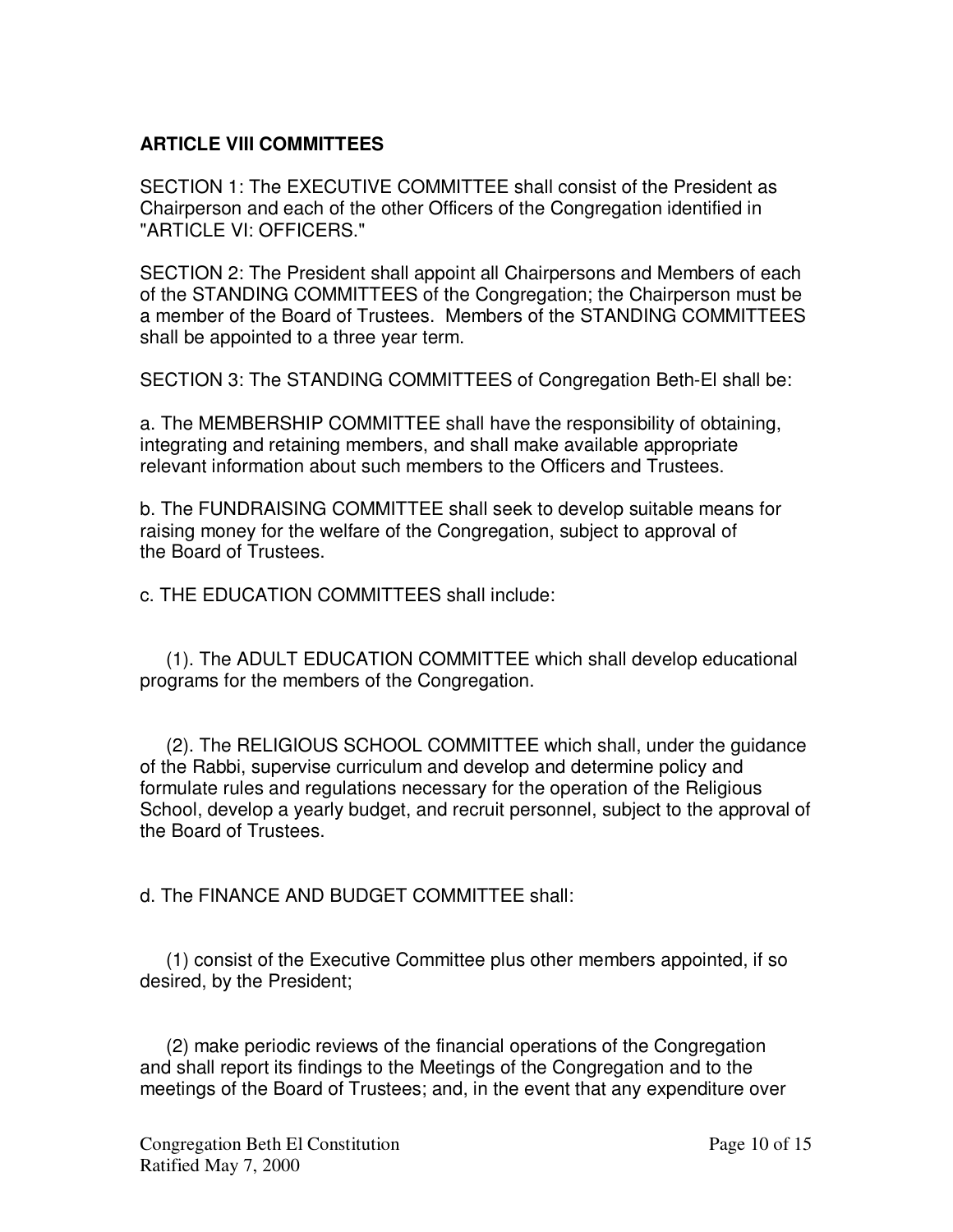**ARTICLE VIII COMMITTEES**

SECTION 1: The EXECUTIVE COMMITTEE shall consist of the President as Chairperson and each of the other Officers of the Congregation identified in "ARTICLE VI: OFFICERS."

SECTION 2: The President shall appoint all Chairpersons and Members of each of the STANDING COMMITTEES of the Congregation; the Chairperson must be a member of the Board of Trustees. Members of the STANDING COMMITTEES shall be appointed to a three year term.

SECTION 3: The STANDING COMMITTEES of Congregation Beth-El shall be:

a. The MEMBERSHIP COMMITTEE shall have the responsibility of obtaining, integrating and retaining members, and shall make available appropriate relevant information about such members to the Officers and Trustees.

b. The FUNDRAISING COMMITTEE shall seek to develop suitable means for raising money for the welfare of the Congregation, subject to approval of the Board of Trustees.

c. THE EDUCATION COMMITTEES shall include:

(1). The ADULT EDUCATION COMMITTEE which shall develop educational programs for the members of the Congregation.

(2). The RELIGIOUS SCHOOL COMMITTEE which shall, under the guidance of the Rabbi, supervise curriculum and develop and determine policy and formulate rules and regulations necessary for the operation of the Religious School, develop a yearly budget, and recruit personnel, subject to the approval of the Board of Trustees.

d. The FINANCE AND BUDGET COMMITTEE shall:

(1) consist of the Executive Committee plus other members appointed, if so desired, by the President;

(2) make periodic reviews of the financial operations of the Congregation and shall report its findings to the Meetings of the Congregation and to the meetings of the Board of Trustees; and, in the event that any expenditure over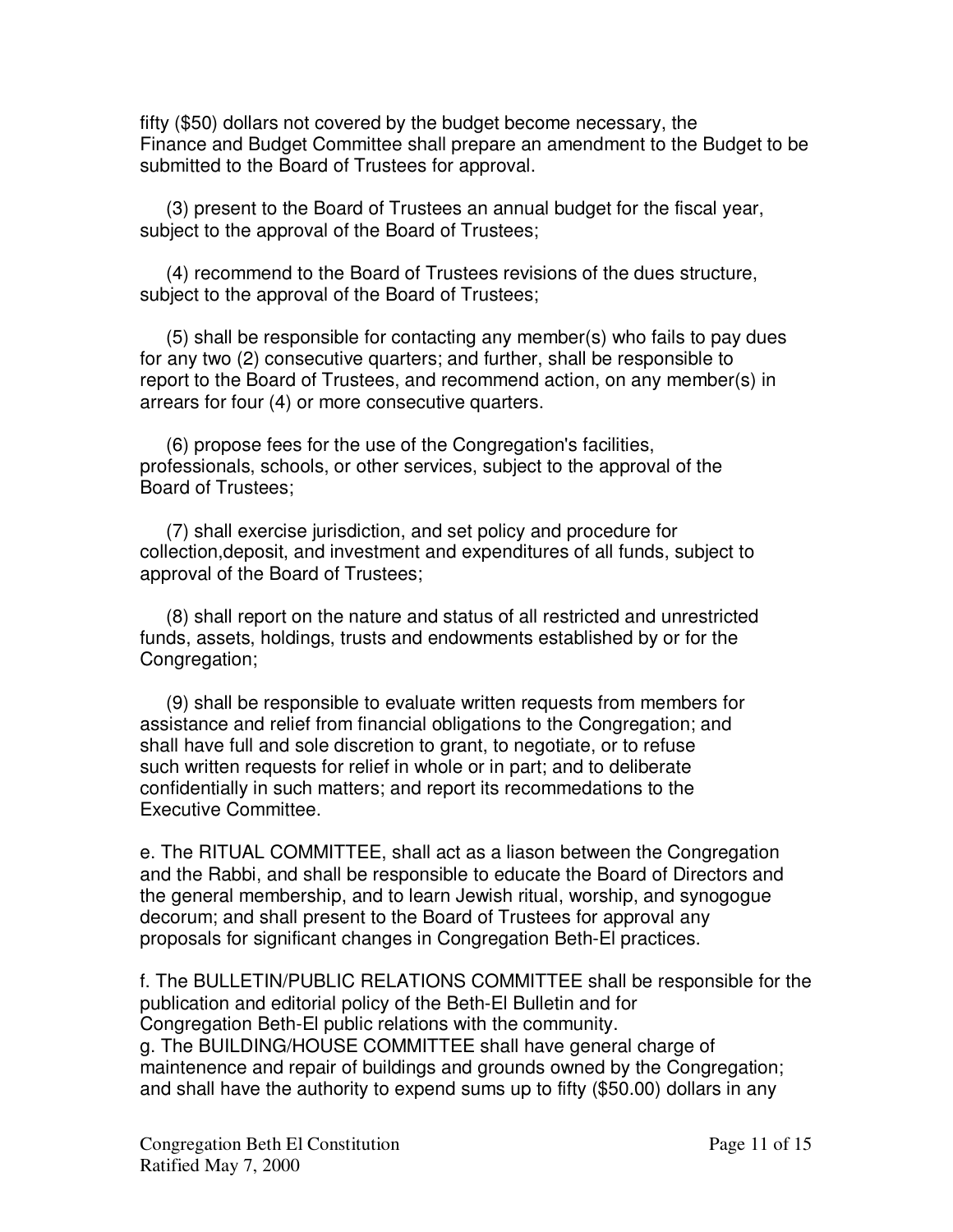fifty ($50) dollars not covered by the budget become necessary, the Finance and Budget Committee shall prepare an amendment to the Budget to be submitted to the Board of Trustees for approval.

(3) present to the Board of Trustees an annual budget for the fiscal year, subject to the approval of the Board of Trustees;

(4) recommend to the Board of Trustees revisions of the dues structure, subject to the approval of the Board of Trustees;

(5) shall be responsible for contacting any member(s) who fails to pay dues for any two (2) consecutive quarters; and further, shall be responsible to report to the Board of Trustees, and recommend action, on any member(s) in arrears for four (4) or more consecutive quarters.

(6) propose fees for the use of the Congregation's facilities, professionals, schools, or other services, subject to the approval of the Board of Trustees;

(7) shall exercise jurisdiction, and set policy and procedure for collection,deposit, and investment and expenditures of all funds, subject to approval of the Board of Trustees;

(8) shall report on the nature and status of all restricted and unrestricted funds, assets, holdings, trusts and endowments established by or for the Congregation;

(9) shall be responsible to evaluate written requests from members for assistance and relief from financial obligations to the Congregation; and shall have full and sole discretion to grant, to negotiate, or to refuse such written requests for relief in whole or in part; and to deliberate confidentially in such matters; and report its recommedations to the Executive Committee.

e. The RITUAL COMMITTEE, shall act as a liason between the Congregation and the Rabbi, and shall be responsible to educate the Board of Directors and the general membership, and to learn Jewish ritual, worship, and synogogue decorum; and shall present to the Board of Trustees for approval any proposals for significant changes in Congregation Beth-El practices.

f. The BULLETIN/PUBLIC RELATIONS COMMITTEE shall be responsible for the publication and editorial policy of the Beth-El Bulletin and for Congregation Beth-El public relations with the community.

g. The BUILDING/HOUSE COMMITTEE shall have general charge of maintenence and repair of buildings and grounds owned by the Congregation; and shall have the authority to expend sums up to fifty ($50.00) dollars in any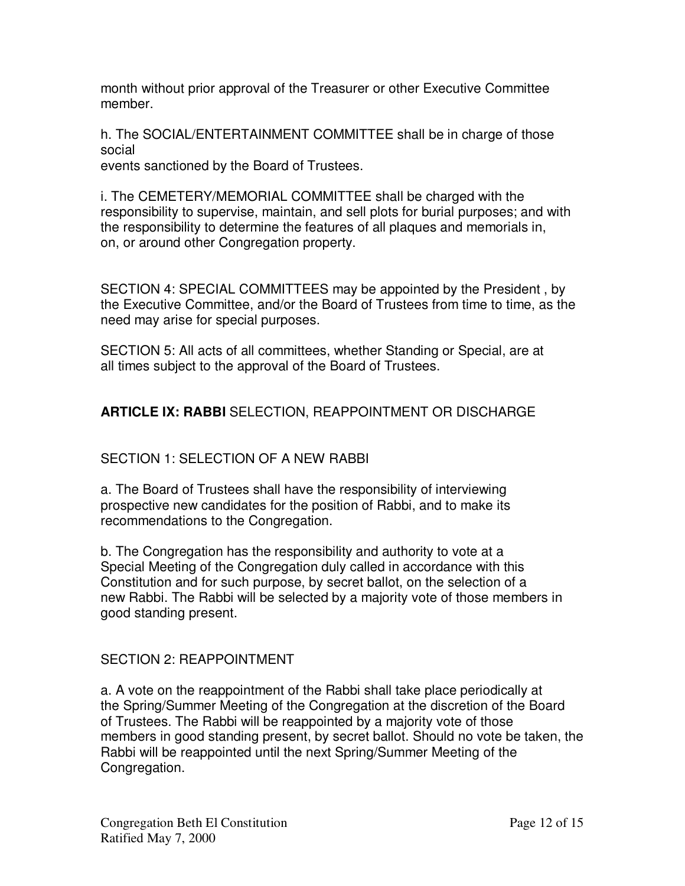month without prior approval of the Treasurer or other Executive Committee member.

h. The SOCIAL/ENTERTAINMENT COMMITTEE shall be in charge of those social events sanctioned by the Board of Trustees.

i. The CEMETERY/MEMORIAL COMMITTEE shall be charged with the responsibility to supervise, maintain, and sell plots for burial purposes; and with the responsibility to determine the features of all plaques and memorials in, on, or around other Congregation property.

SECTION 4: SPECIAL COMMITTEES may be appointed by the President , by the Executive Committee, and/or the Board of Trustees from time to time, as the need may arise for special purposes.

SECTION 5: All acts of all committees, whether Standing or Special, are at all times subject to the approval of the Board of Trustees.

## **ARTICLE IX: RABBI** SELECTION, REAPPOINTMENT OR DISCHARGE

### SECTION 1: SELECTION OF A NEW RABBI

a. The Board of Trustees shall have the responsibility of interviewing prospective new candidates for the position of Rabbi, and to make its recommendations to the Congregation.

b. The Congregation has the responsibility and authority to vote at a Special Meeting of the Congregation duly called in accordance with this Constitution and for such purpose, by secret ballot, on the selection of a new Rabbi. The Rabbi will be selected by a majority vote of those members in good standing present.

### SECTION 2: REAPPOINTMENT

a. A vote on the reappointment of the Rabbi shall take place periodically at the Spring/Summer Meeting of the Congregation at the discretion of the Board of Trustees. The Rabbi will be reappointed by a majority vote of those members in good standing present, by secret ballot. Should no vote be taken, the Rabbi will be reappointed until the next Spring/Summer Meeting of the Congregation.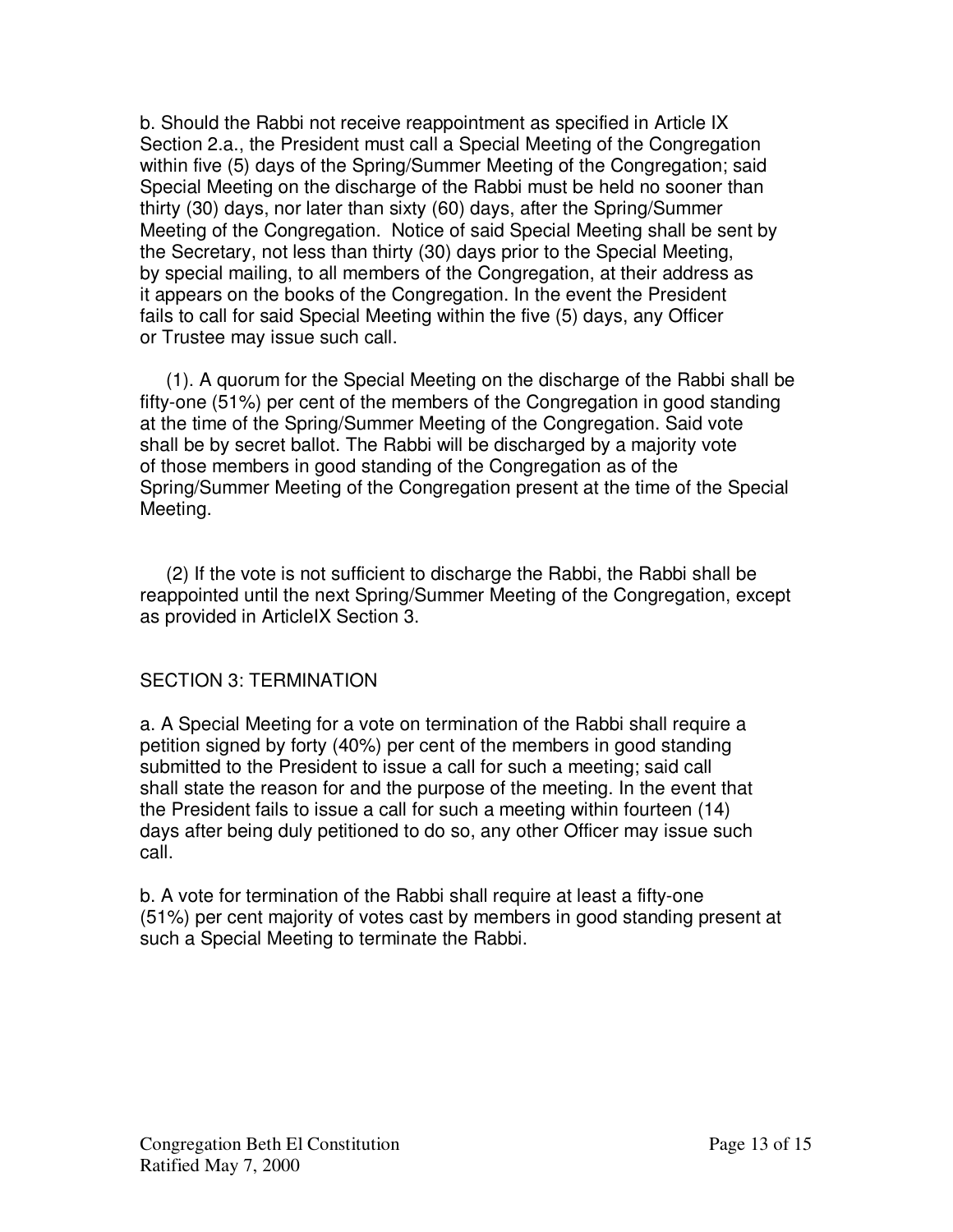b. Should the Rabbi not receive reappointment as specified in Article IX Section 2.a., the President must call a Special Meeting of the Congregation within five (5) days of the Spring/Summer Meeting of the Congregation; said Special Meeting on the discharge of the Rabbi must be held no sooner than thirty (30) days, nor later than sixty (60) days, after the Spring/Summer Meeting of the Congregation. Notice of said Special Meeting shall be sent by the Secretary, not less than thirty (30) days prior to the Special Meeting, by special mailing, to all members of the Congregation, at their address as it appears on the books of the Congregation. In the event the President fails to call for said Special Meeting within the five (5) days, any Officer or Trustee may issue such call.

(1). A quorum for the Special Meeting on the discharge of the Rabbi shall be fifty-one (51%) per cent of the members of the Congregation in good standing at the time of the Spring/Summer Meeting of the Congregation. Said vote shall be by secret ballot. The Rabbi will be discharged by a majority vote of those members in good standing of the Congregation as of the Spring/Summer Meeting of the Congregation present at the time of the Special Meeting.

(2) If the vote is not sufficient to discharge the Rabbi, the Rabbi shall be reappointed until the next Spring/Summer Meeting of the Congregation, except as provided in ArticleIX Section 3.

## SECTION 3: TERMINATION

a. A Special Meeting for a vote on termination of the Rabbi shall require a petition signed by forty (40%) per cent of the members in good standing submitted to the President to issue a call for such a meeting; said call shall state the reason for and the purpose of the meeting. In the event that the President fails to issue a call for such a meeting within fourteen (14) days after being duly petitioned to do so, any other Officer may issue such call.

b. A vote for termination of the Rabbi shall require at least a fifty-one (51%) per cent majority of votes cast by members in good standing present at such a Special Meeting to terminate the Rabbi.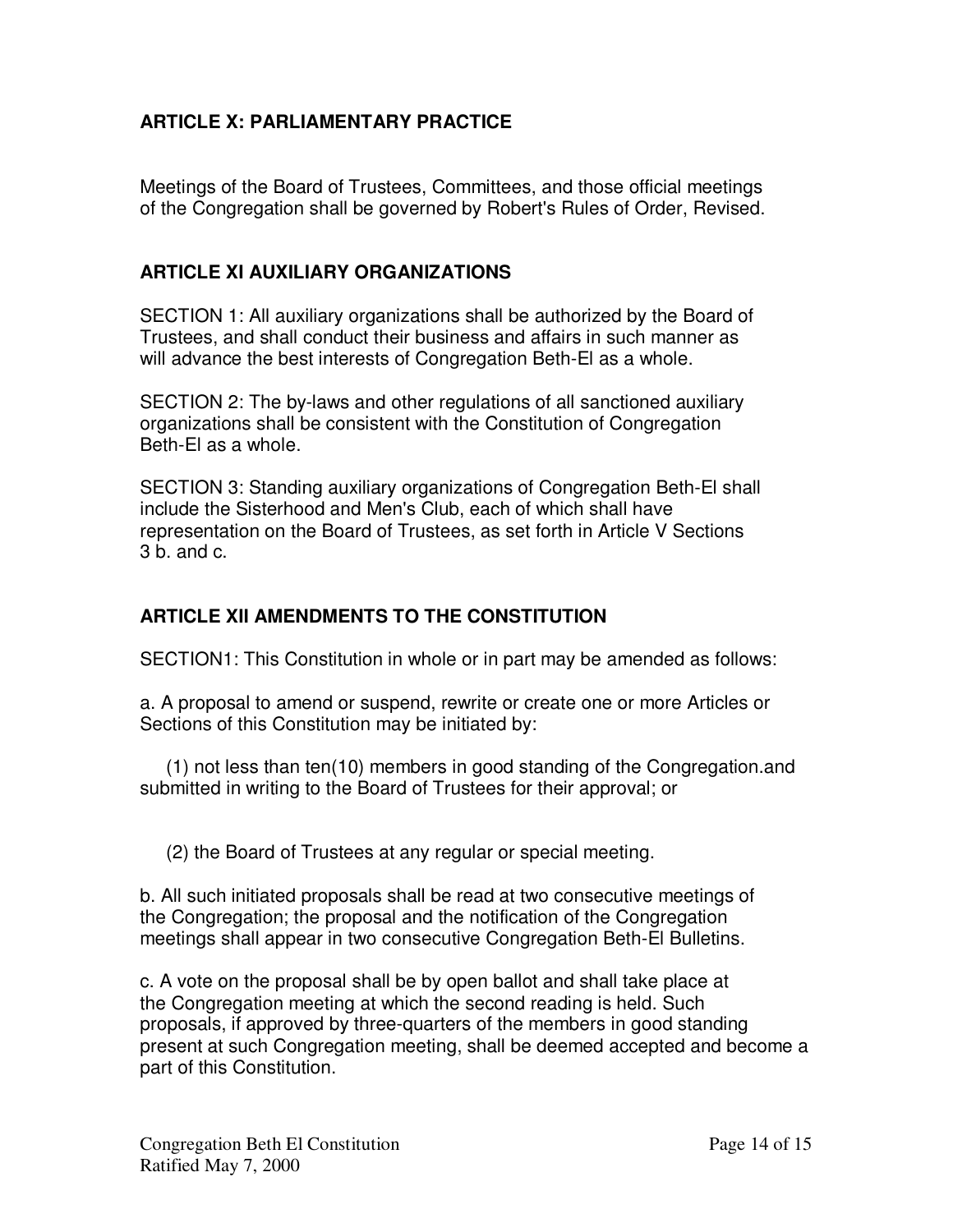## ARTICLE X: PARLIAMENTARY PRACTICE

Meetings of the Board of Trustees, Committees, and those official meetings of the Congregation shall be governed by Robert's Rules of Order, Revised.

## ARTICLE XI AUXILIARY ORGANIZATIONS

SECTION 1: All auxiliary organizations shall be authorized by the Board of Trustees, and shall conduct their business and affairs in such manner as will advance the best interests of Congregation Beth-El as a whole.

SECTION 2: The by-laws and other regulations of all sanctioned auxiliary organizations shall be consistent with the Constitution of Congregation Beth-El as a whole.

SECTION 3: Standing auxiliary organizations of Congregation Beth-El shall include the Sisterhood and Men's Club, each of which shall have representation on the Board of Trustees, as set forth in Article V Sections 3 b. and c.

## ARTICLE XII AMENDMENTS TO THE CONSTITUTION

SECTION1: This Constitution in whole or in part may be amended as follows:

a. A proposal to amend or suspend, rewrite or create one or more Articles or Sections of this Constitution may be initiated by:

(1) not less than ten(10) members in good standing of the Congregation.and submitted in writing to the Board of Trustees for their approval; or

(2) the Board of Trustees at any regular or special meeting.

b. All such initiated proposals shall be read at two consecutive meetings of the Congregation; the proposal and the notification of the Congregation meetings shall appear in two consecutive Congregation Beth-El Bulletins.

c. A vote on the proposal shall be by open ballot and shall take place at the Congregation meeting at which the second reading is held. Such proposals, if approved by three-quarters of the members in good standing present at such Congregation meeting, shall be deemed accepted and become a part of this Constitution.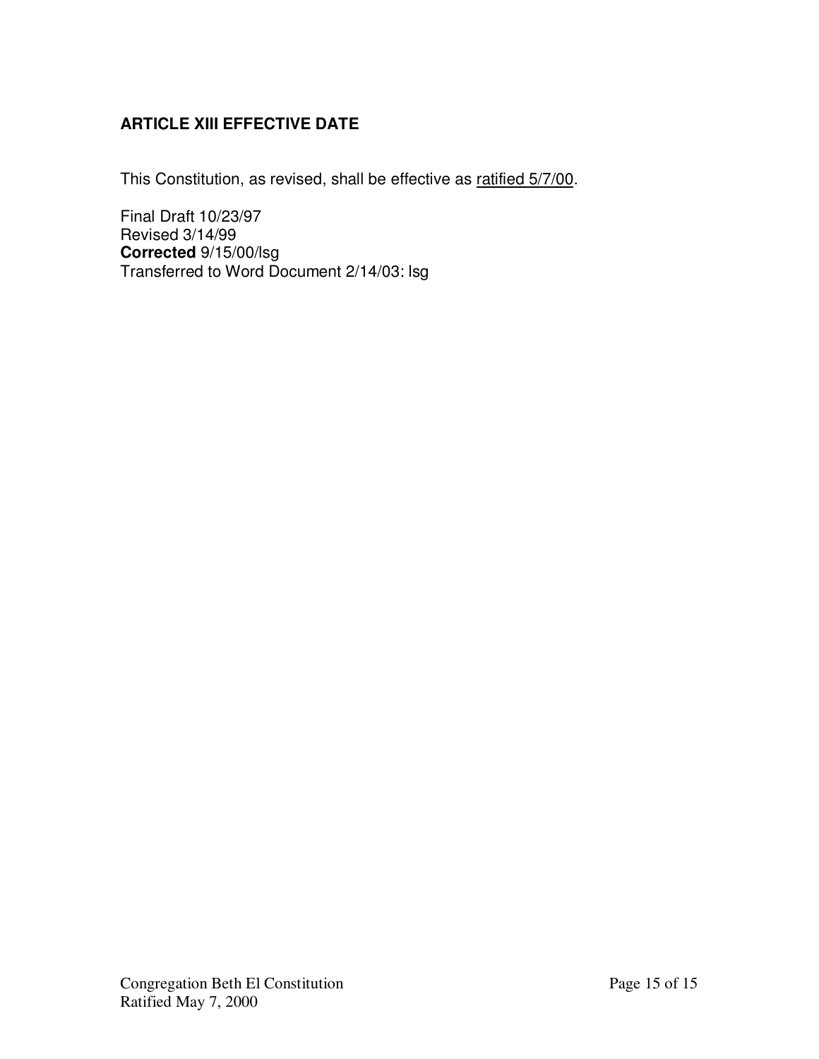## ARTICLE XIII EFFECTIVE DATE

This Constitution, as revised, shall be effective as <u>ratified 5/7/00</u>.

Final Draft 10/23/97
Revised 3/14/99
**Corrected** 9/15/00/lsg
Transferred to Word Document 2/14/03: lsg